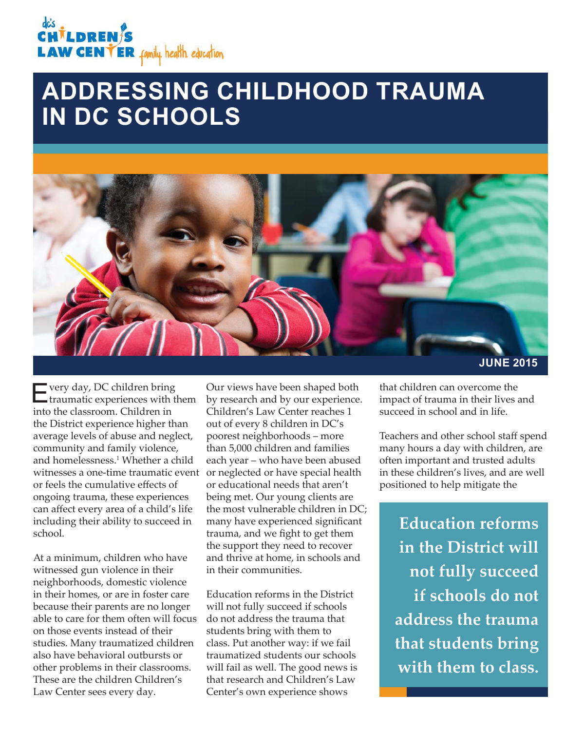dc's CHILDREN'S LAW CENTER family. health. education

# ADDRESSING CHILDHOOD TRAUMA IN DC SCHOOLS

JUNE 2015

Every day, DC children bring traumatic experiences with them into the classroom. Children in the District experience higher than average levels of abuse and neglect, community and family violence, and homelessness.[1] Whether a child witnesses a one-time traumatic event or feels the cumulative effects of ongoing trauma, these experiences can affect every area of a child's life including their ability to succeed in school.

At a minimum, children who have witnessed gun violence in their neighborhoods, domestic violence in their homes, or are in foster care because their parents are no longer able to care for them often will focus on those events instead of their studies. Many traumatized children also have behavioral outbursts or other problems in their classrooms. These are the children Children's Law Center sees every day.

Our views have been shaped both by research and by our experience. Children's Law Center reaches 1 out of every 8 children in DC's poorest neighborhoods – more than 5,000 children and families each year – who have been abused or neglected or have special health or educational needs that aren't being met. Our young clients are the most vulnerable children in DC; many have experienced significant trauma, and we fight to get them the support they need to recover and thrive at home, in schools and in their communities.

Education reforms in the District will not fully succeed if schools do not address the trauma that students bring with them to class. Put another way: if we fail traumatized students our schools will fail as well. The good news is that research and Children's Law Center's own experience shows that children can overcome the impact of trauma in their lives and succeed in school and in life.

Teachers and other school staff spend many hours a day with children, are often important and trusted adults in these children's lives, and are well positioned to help mitigate the

**Education reforms in the District will not fully succeed if schools do not address the trauma that students bring with them to class.**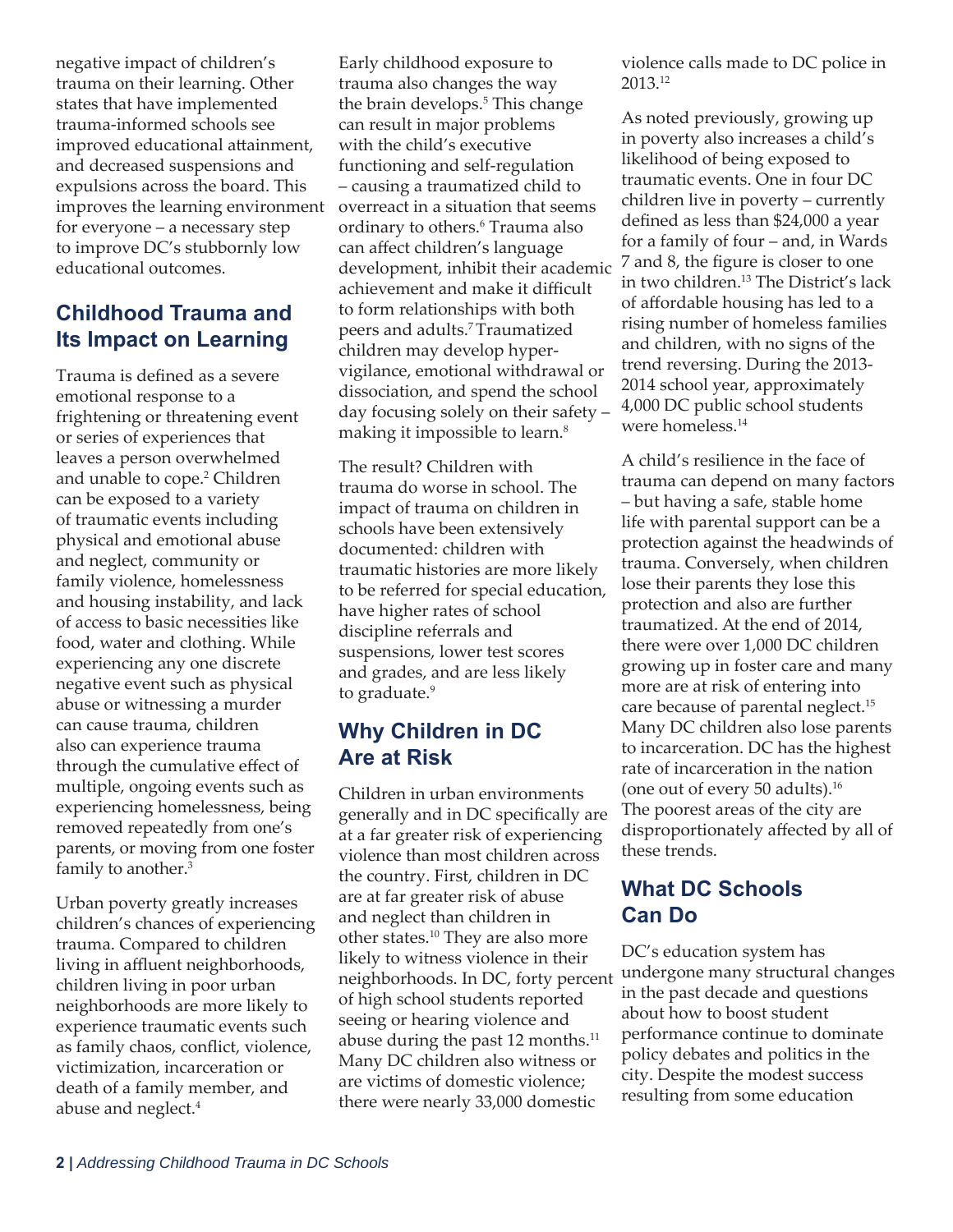negative impact of children's trauma on their learning. Other states that have implemented trauma-informed schools see improved educational attainment, and decreased suspensions and expulsions across the board. This improves the learning environment for everyone – a necessary step to improve DC's stubbornly low educational outcomes.

## Childhood Trauma and Its Impact on Learning

Trauma is defined as a severe emotional response to a frightening or threatening event or series of experiences that leaves a person overwhelmed and unable to cope.[2] Children can be exposed to a variety of traumatic events including physical and emotional abuse and neglect, community or family violence, homelessness and housing instability, and lack of access to basic necessities like food, water and clothing. While experiencing any one discrete negative event such as physical abuse or witnessing a murder can cause trauma, children also can experience trauma through the cumulative effect of multiple, ongoing events such as experiencing homelessness, being removed repeatedly from one's parents, or moving from one foster family to another.[3]

Urban poverty greatly increases children's chances of experiencing trauma. Compared to children living in affluent neighborhoods, children living in poor urban neighborhoods are more likely to experience traumatic events such as family chaos, conflict, violence, victimization, incarceration or death of a family member, and abuse and neglect.[4]

Early childhood exposure to trauma also changes the way the brain develops.[5] This change can result in major problems with the child's executive functioning and self-regulation – causing a traumatized child to overreact in a situation that seems ordinary to others.[6] Trauma also can affect children's language development, inhibit their academic achievement and make it difficult to form relationships with both peers and adults.[7] Traumatized children may develop hyper-vigilance, emotional withdrawal or dissociation, and spend the school day focusing solely on their safety – making it impossible to learn.[8]

The result? Children with trauma do worse in school. The impact of trauma on children in schools have been extensively documented: children with traumatic histories are more likely to be referred for special education, have higher rates of school discipline referrals and suspensions, lower test scores and grades, and are less likely to graduate.[9]

## Why Children in DC Are at Risk

Children in urban environments generally and in DC specifically are at a far greater risk of experiencing violence than most children across the country. First, children in DC are at far greater risk of abuse and neglect than children in other states.[10] They are also more likely to witness violence in their neighborhoods. In DC, forty percent of high school students reported seeing or hearing violence and abuse during the past 12 months.[11] Many DC children also witness or are victims of domestic violence; there were nearly 33,000 domestic violence calls made to DC police in 2013.[12]

As noted previously, growing up in poverty also increases a child's likelihood of being exposed to traumatic events. One in four DC children live in poverty – currently defined as less than $24,000 a year for a family of four – and, in Wards 7 and 8, the figure is closer to one in two children.[13] The District's lack of affordable housing has led to a rising number of homeless families and children, with no signs of the trend reversing. During the 2013-2014 school year, approximately 4,000 DC public school students were homeless.[14]

A child's resilience in the face of trauma can depend on many factors – but having a safe, stable home life with parental support can be a protection against the headwinds of trauma. Conversely, when children lose their parents they lose this protection and also are further traumatized. At the end of 2014, there were over 1,000 DC children growing up in foster care and many more are at risk of entering into care because of parental neglect.[15] Many DC children also lose parents to incarceration. DC has the highest rate of incarceration in the nation (one out of every 50 adults).[16] The poorest areas of the city are disproportionately affected by all of these trends.

## What DC Schools Can Do

DC's education system has undergone many structural changes in the past decade and questions about how to boost student performance continue to dominate policy debates and politics in the city. Despite the modest success resulting from some education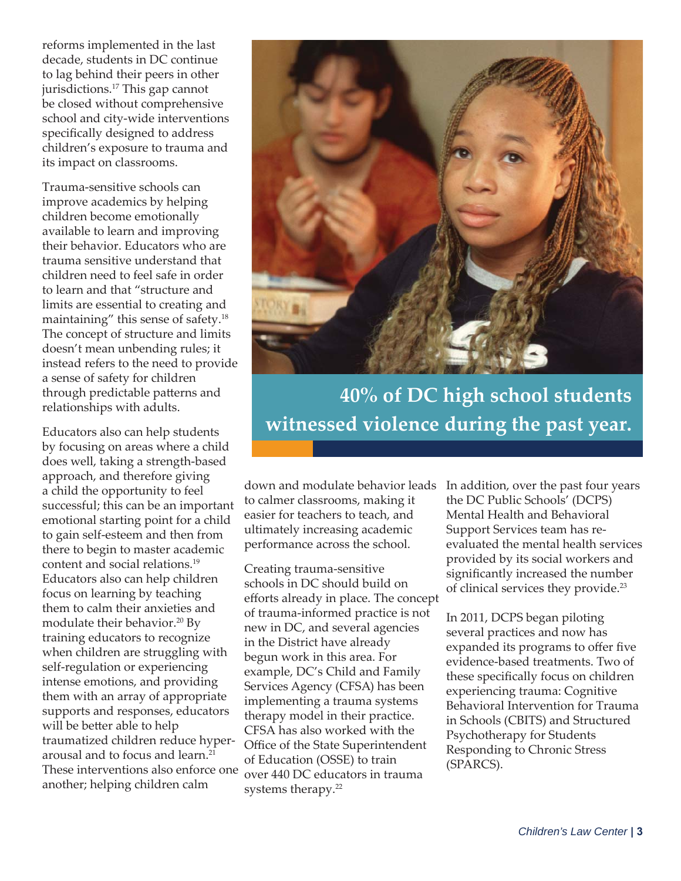reforms implemented in the last decade, students in DC continue to lag behind their peers in other jurisdictions.[17] This gap cannot be closed without comprehensive school and city-wide interventions specifically designed to address children's exposure to trauma and its impact on classrooms.

Trauma-sensitive schools can improve academics by helping children become emotionally available to learn and improving their behavior. Educators who are trauma sensitive understand that children need to feel safe in order to learn and that "structure and limits are essential to creating and maintaining" this sense of safety.[18] The concept of structure and limits doesn't mean unbending rules; it instead refers to the need to provide a sense of safety for children through predictable patterns and relationships with adults.

Educators also can help students by focusing on areas where a child does well, taking a strength-based approach, and therefore giving a child the opportunity to feel successful; this can be an important emotional starting point for a child to gain self-esteem and then from there to begin to master academic content and social relations.[19] Educators also can help children focus on learning by teaching them to calm their anxieties and modulate their behavior.[20] By training educators to recognize when children are struggling with self-regulation or experiencing intense emotions, and providing them with an array of appropriate supports and responses, educators will be better able to help traumatized children reduce hyper-arousal and to focus and learn.[21] These interventions also enforce one another; helping children calm down and modulate behavior leads to calmer classrooms, making it easier for teachers to teach, and ultimately increasing academic performance across the school.

**40% of DC high school students witnessed violence during the past year.**

Creating trauma-sensitive schools in DC should build on efforts already in place. The concept of trauma-informed practice is not new in DC, and several agencies in the District have already begun work in this area. For example, DC's Child and Family Services Agency (CFSA) has been implementing a trauma systems therapy model in their practice. CFSA has also worked with the Office of the State Superintendent of Education (OSSE) to train over 440 DC educators in trauma systems therapy.[22]

In addition, over the past four years the DC Public Schools' (DCPS) Mental Health and Behavioral Support Services team has re-evaluated the mental health services provided by its social workers and significantly increased the number of clinical services they provide.[23]

In 2011, DCPS began piloting several practices and now has expanded its programs to offer five evidence-based treatments. Two of these specifically focus on children experiencing trauma: Cognitive Behavioral Intervention for Trauma in Schools (CBITS) and Structured Psychotherapy for Students Responding to Chronic Stress (SPARCS).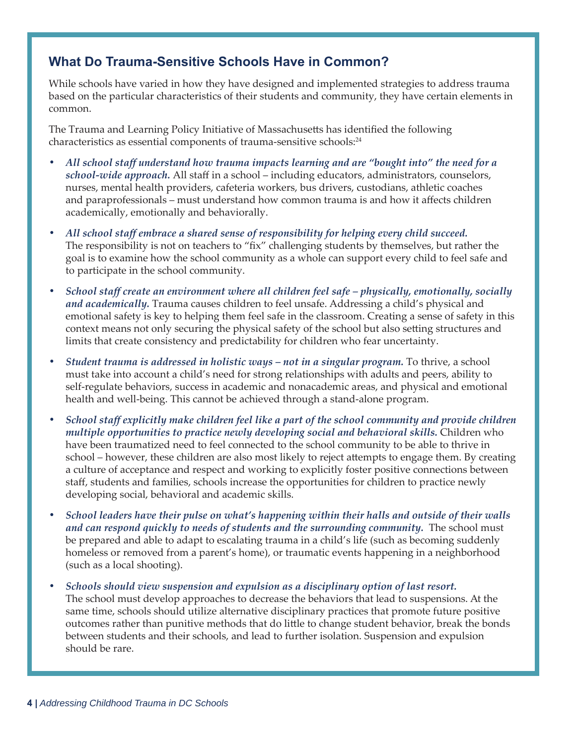## What Do Trauma-Sensitive Schools Have in Common?

While schools have varied in how they have designed and implemented strategies to address trauma based on the particular characteristics of their students and community, they have certain elements in common.

The Trauma and Learning Policy Initiative of Massachusetts has identified the following characteristics as essential components of trauma-sensitive schools:[24]

- ***All school staff understand how trauma impacts learning and are "bought into" the need for a school-wide approach.*** All staff in a school – including educators, administrators, counselors, nurses, mental health providers, cafeteria workers, bus drivers, custodians, athletic coaches and paraprofessionals – must understand how common trauma is and how it affects children academically, emotionally and behaviorally.
- ***All school staff embrace a shared sense of responsibility for helping every child succeed.*** The responsibility is not on teachers to "fix" challenging students by themselves, but rather the goal is to examine how the school community as a whole can support every child to feel safe and to participate in the school community.
- ***School staff create an environment where all children feel safe – physically, emotionally, socially and academically.*** Trauma causes children to feel unsafe. Addressing a child's physical and emotional safety is key to helping them feel safe in the classroom. Creating a sense of safety in this context means not only securing the physical safety of the school but also setting structures and limits that create consistency and predictability for children who fear uncertainty.
- ***Student trauma is addressed in holistic ways – not in a singular program.*** To thrive, a school must take into account a child's need for strong relationships with adults and peers, ability to self-regulate behaviors, success in academic and nonacademic areas, and physical and emotional health and well-being. This cannot be achieved through a stand-alone program.
- ***School staff explicitly make children feel like a part of the school community and provide children multiple opportunities to practice newly developing social and behavioral skills.*** Children who have been traumatized need to feel connected to the school community to be able to thrive in school – however, these children are also most likely to reject attempts to engage them. By creating a culture of acceptance and respect and working to explicitly foster positive connections between staff, students and families, schools increase the opportunities for children to practice newly developing social, behavioral and academic skills.
- ***School leaders have their pulse on what's happening within their halls and outside of their walls and can respond quickly to needs of students and the surrounding community.*** The school must be prepared and able to adapt to escalating trauma in a child's life (such as becoming suddenly homeless or removed from a parent's home), or traumatic events happening in a neighborhood (such as a local shooting).
- ***Schools should view suspension and expulsion as a disciplinary option of last resort.*** The school must develop approaches to decrease the behaviors that lead to suspensions. At the same time, schools should utilize alternative disciplinary practices that promote future positive outcomes rather than punitive methods that do little to change student behavior, break the bonds between students and their schools, and lead to further isolation. Suspension and expulsion should be rare.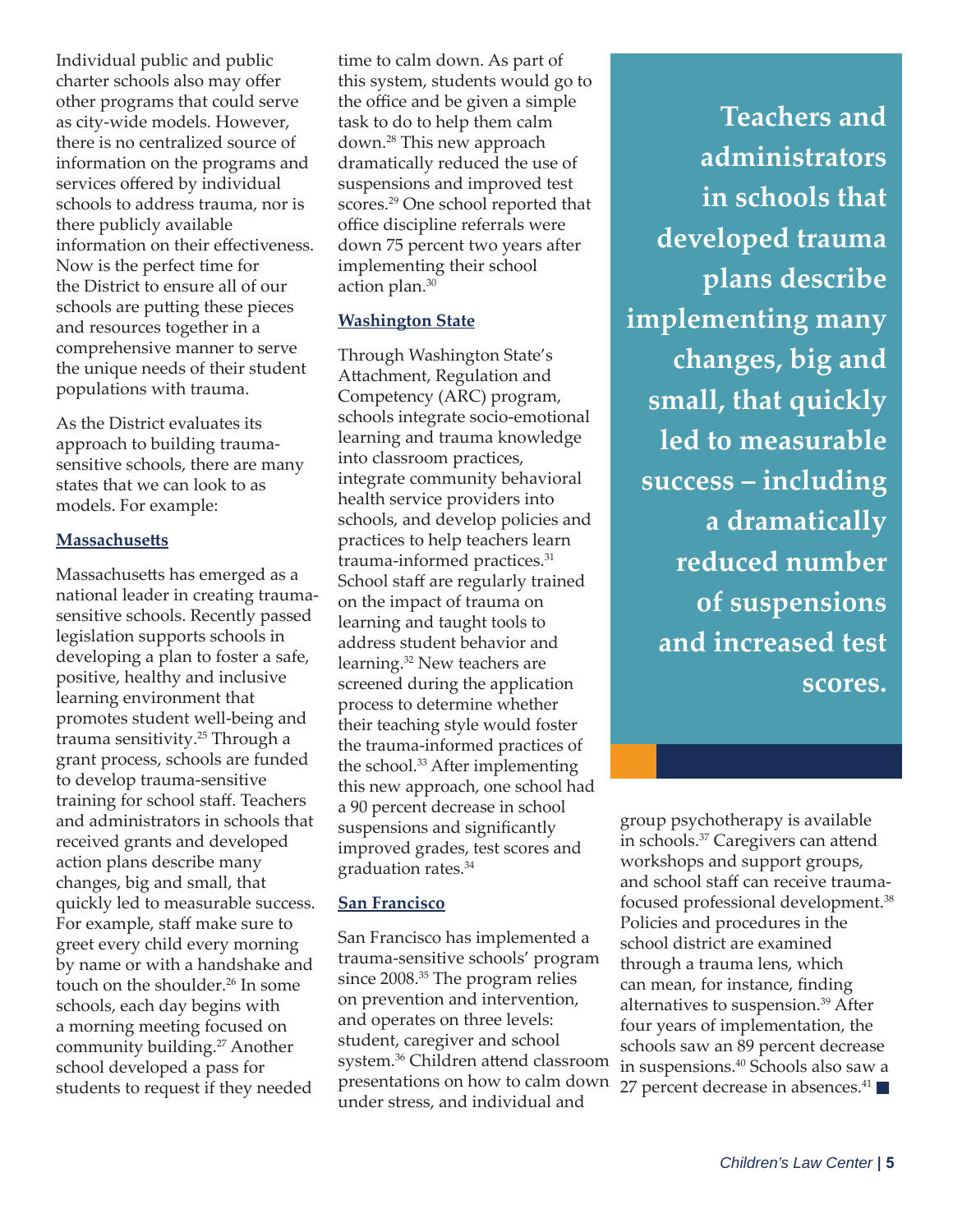Individual public and public charter schools also may offer other programs that could serve as city-wide models. However, there is no centralized source of information on the programs and services offered by individual schools to address trauma, nor is there publicly available information on their effectiveness. Now is the perfect time for the District to ensure all of our schools are putting these pieces and resources together in a comprehensive manner to serve the unique needs of their student populations with trauma.

As the District evaluates its approach to building trauma-sensitive schools, there are many states that we can look to as models. For example:

### Massachusetts

Massachusetts has emerged as a national leader in creating trauma-sensitive schools. Recently passed legislation supports schools in developing a plan to foster a safe, positive, healthy and inclusive learning environment that promotes student well-being and trauma sensitivity.[25] Through a grant process, schools are funded to develop trauma-sensitive training for school staff. Teachers and administrators in schools that received grants and developed action plans describe many changes, big and small, that quickly led to measurable success. For example, staff make sure to greet every child every morning by name or with a handshake and touch on the shoulder.[26] In some schools, each day begins with a morning meeting focused on community building.[27] Another school developed a pass for students to request if they needed time to calm down. As part of this system, students would go to the office and be given a simple task to do to help them calm down.[28] This new approach dramatically reduced the use of suspensions and improved test scores.[29] One school reported that office discipline referrals were down 75 percent two years after implementing their school action plan.[30]

### Washington State

Through Washington State's Attachment, Regulation and Competency (ARC) program, schools integrate socio-emotional learning and trauma knowledge into classroom practices, integrate community behavioral health service providers into schools, and develop policies and practices to help teachers learn trauma-informed practices.[31] School staff are regularly trained on the impact of trauma on learning and taught tools to address student behavior and learning.[32] New teachers are screened during the application process to determine whether their teaching style would foster the trauma-informed practices of the school.[33] After implementing this new approach, one school had a 90 percent decrease in school suspensions and significantly improved grades, test scores and graduation rates.[34]

### San Francisco

San Francisco has implemented a trauma-sensitive schools' program since 2008.[35] The program relies on prevention and intervention, and operates on three levels: student, caregiver and school system.[36] Children attend classroom presentations on how to calm down under stress, and individual and group psychotherapy is available in schools.[37] Caregivers can attend workshops and support groups, and school staff can receive trauma-focused professional development.[38] Policies and procedures in the school district are examined through a trauma lens, which can mean, for instance, finding alternatives to suspension.[39] After four years of implementation, the schools saw an 89 percent decrease in suspensions.[40] Schools also saw a 27 percent decrease in absences.[41]

**Teachers and administrators in schools that developed trauma plans describe implementing many changes, big and small, that quickly led to measurable success – including a dramatically reduced number of suspensions and increased test scores.**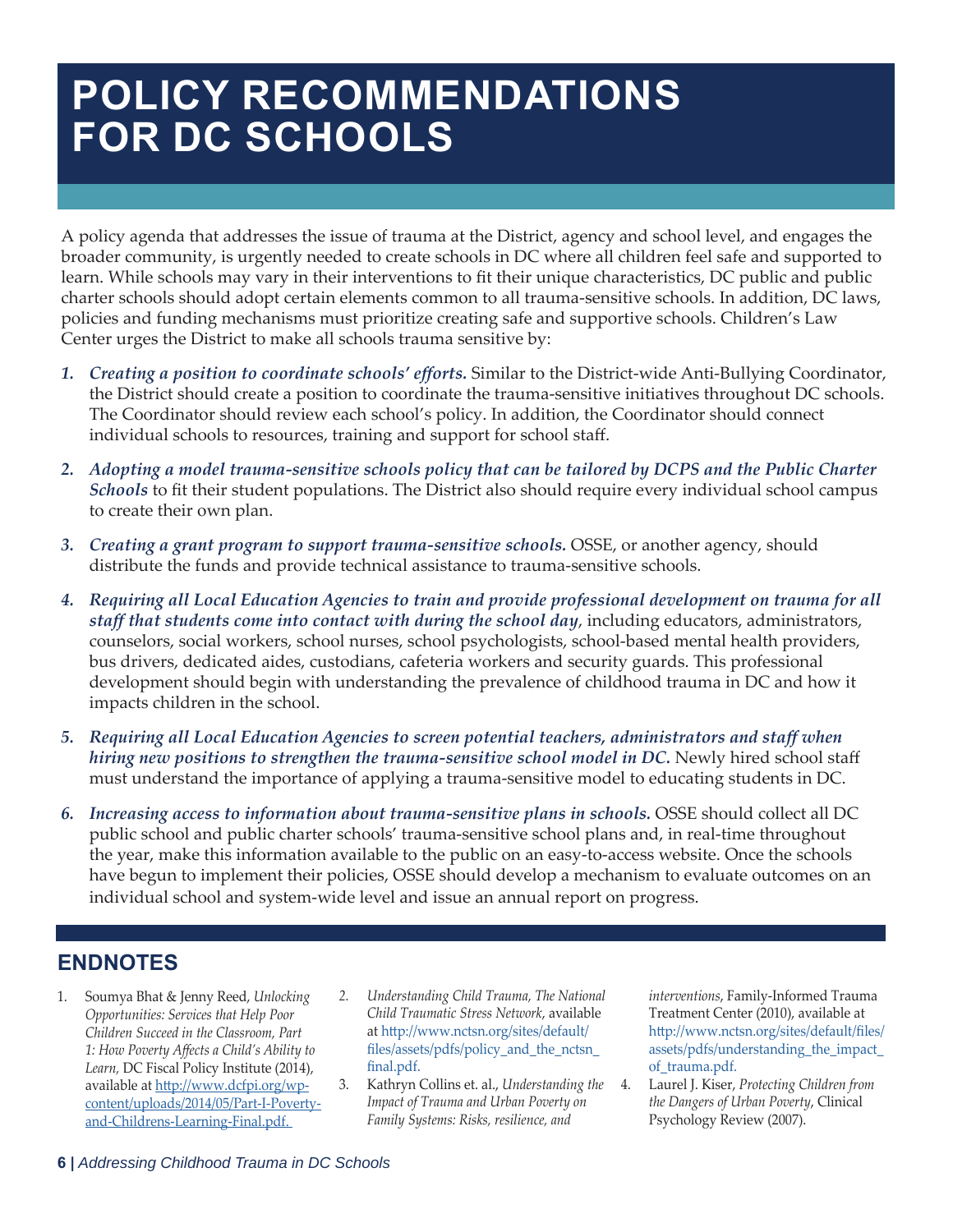# POLICY RECOMMENDATIONS FOR DC SCHOOLS

A policy agenda that addresses the issue of trauma at the District, agency and school level, and engages the broader community, is urgently needed to create schools in DC where all children feel safe and supported to learn. While schools may vary in their interventions to fit their unique characteristics, DC public and public charter schools should adopt certain elements common to all trauma-sensitive schools. In addition, DC laws, policies and funding mechanisms must prioritize creating safe and supportive schools. Children's Law Center urges the District to make all schools trauma sensitive by:

1. ***Creating a position to coordinate schools' efforts.*** Similar to the District-wide Anti-Bullying Coordinator, the District should create a position to coordinate the trauma-sensitive initiatives throughout DC schools. The Coordinator should review each school's policy. In addition, the Coordinator should connect individual schools to resources, training and support for school staff.

2. ***Adopting a model trauma-sensitive schools policy that can be tailored by DCPS and the Public Charter Schools*** to fit their student populations. The District also should require every individual school campus to create their own plan.

3. ***Creating a grant program to support trauma-sensitive schools.*** OSSE, or another agency, should distribute the funds and provide technical assistance to trauma-sensitive schools.

4. ***Requiring all Local Education Agencies to train and provide professional development on trauma for all staff that students come into contact with during the school day***, including educators, administrators, counselors, social workers, school nurses, school psychologists, school-based mental health providers, bus drivers, dedicated aides, custodians, cafeteria workers and security guards. This professional development should begin with understanding the prevalence of childhood trauma in DC and how it impacts children in the school.

5. ***Requiring all Local Education Agencies to screen potential teachers, administrators and staff when hiring new positions to strengthen the trauma-sensitive school model in DC.*** Newly hired school staff must understand the importance of applying a trauma-sensitive model to educating students in DC.

6. ***Increasing access to information about trauma-sensitive plans in schools.*** OSSE should collect all DC public school and public charter schools' trauma-sensitive school plans and, in real-time throughout the year, make this information available to the public on an easy-to-access website. Once the schools have begun to implement their policies, OSSE should develop a mechanism to evaluate outcomes on an individual school and system-wide level and issue an annual report on progress.

## ENDNOTES

1. Soumya Bhat & Jenny Reed, *Unlocking Opportunities: Services that Help Poor Children Succeed in the Classroom, Part 1: How Poverty Affects a Child's Ability to Learn,* DC Fiscal Policy Institute (2014), available at http://www.dcfpi.org/wp-content/uploads/2014/05/Part-I-Poverty-and-Childrens-Learning-Final.pdf.
2. *Understanding Child Trauma, The National Child Traumatic Stress Network*, available at http://www.nctsn.org/sites/default/files/assets/pdfs/policy_and_the_nctsn_final.pdf.
3. Kathryn Collins et. al., *Understanding the Impact of Trauma and Urban Poverty on Family Systems: Risks, resilience, and interventions*, Family-Informed Trauma Treatment Center (2010), available at http://www.nctsn.org/sites/default/files/assets/pdfs/understanding_the_impact_of_trauma.pdf.
4. Laurel J. Kiser, *Protecting Children from the Dangers of Urban Poverty*, Clinical Psychology Review (2007).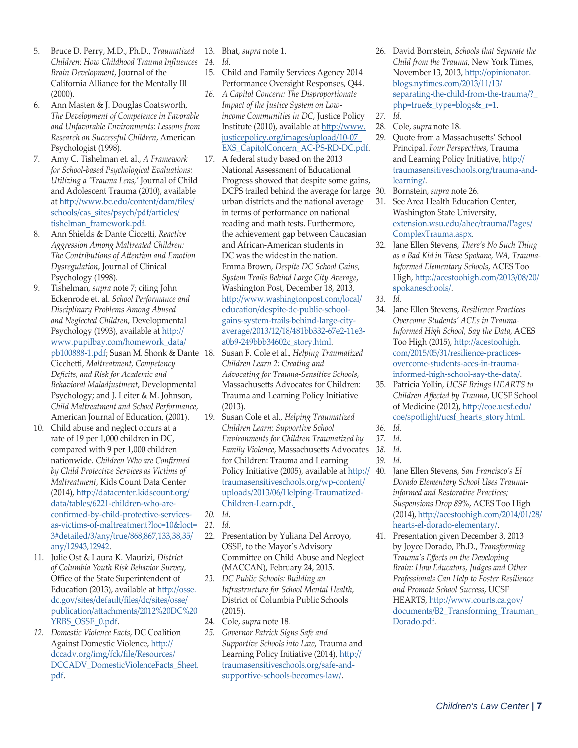5. Bruce D. Perry, M.D., Ph.D., *Traumatized Children: How Childhood Trauma Influences Brain Development*, Journal of the California Alliance for the Mentally Ill (2000).
6. Ann Masten & J. Douglas Coatsworth, *The Development of Competence in Favorable and Unfavorable Environments: Lessons from Research on Successful Children*, American Psychologist (1998).
7. Amy C. Tishelman et. al., *A Framework for School-based Psychological Evaluations: Utilizing a 'Trauma Lens,'* Journal of Child and Adolescent Trauma (2010), available at http://www.bc.edu/content/dam/files/schools/cas_sites/psych/pdf/articles/tishelman_framework.pdf.
8. Ann Shields & Dante Ciccetti, *Reactive Aggression Among Maltreated Children: The Contributions of Attention and Emotion Dysregulation*, Journal of Clinical Psychology (1998).
9. Tishelman, *supra* note 7; citing John Eckenrode et. al. *School Performance and Disciplinary Problems Among Abused and Neglected Children*, Developmental Psychology (1993), available at http://www.pupilbay.com/homework_data/pb100888-1.pdf; Susan M. Shonk & Dante Cicchetti, *Maltreatment, Competency Deficits, and Risk for Academic and Behavioral Maladjustment*, Developmental Psychology; and J. Leiter & M. Johnson, *Child Maltreatment and School Performance*, American Journal of Education, (2001).
10. Child abuse and neglect occurs at a rate of 19 per 1,000 children in DC, compared with 9 per 1,000 children nationwide. *Children Who are Confirmed by Child Protective Services as Victims of Maltreatment*, Kids Count Data Center (2014), http://datacenter.kidscount.org/data/tables/6221-children-who-are-confirmed-by-child-protective-services-as-victims-of-maltreatment?loc=10&loct=3#detailed/3/any/true/868,867,133,38,35/any/12943,12942.
11. Julie Ost & Laura K. Maurizi, *District of Columbia Youth Risk Behavior Survey*, Office of the State Superintendent of Education (2013), available at http://osse.dc.gov/sites/default/files/dc/sites/osse/publication/attachments/2012%20DC%20YRBS_OSSE_0.pdf.
12. *Domestic Violence Facts*, DC Coalition Against Domestic Violence, http://dccadv.org/img/fck/file/Resources/DCCADV_DomesticViolenceFacts_Sheet.pdf.
13. Bhat, *supra* note 1.
14. *Id.*
15. Child and Family Services Agency 2014 Performance Oversight Responses, Q44.
16. *A Capitol Concern: The Disproportionate Impact of the Justice System on Low-income Communities in DC*, Justice Policy Institute (2010), available at http://www.justicepolicy.org/images/upload/10-07_EXS_CapitolConcern_AC-PS-RD-DC.pdf.
17. A federal study based on the 2013 National Assessment of Educational Progress showed that despite some gains, DCPS trailed behind the average for large urban districts and the national average in terms of performance on national reading and math tests. Furthermore, the achievement gap between Caucasian and African-American students in DC was the widest in the nation. Emma Brown, *Despite DC School Gains, System Trails Behind Large City Average*, Washington Post, December 18, 2013, http://www.washingtonpost.com/local/education/despite-dc-public-school-gains-system-trails-behind-large-city-average/2013/12/18/481bb332-67e2-11e3-a0b9-249bbb34602c_story.html.
18. Susan F. Cole et al., *Helping Traumatized Children Learn 2: Creating and Advocating for Trauma-Sensitive Schools*, Massachusetts Advocates for Children: Trauma and Learning Policy Initiative (2013).
19. Susan Cole et al., *Helping Traumatized Children Learn: Supportive School Environments for Children Traumatized by Family Violence*, Massachusetts Advocates for Children: Trauma and Learning Policy Initiative (2005), available at http://traumasensitiveschools.org/wp-content/uploads/2013/06/Helping-Traumatized-Children-Learn.pdf.
20. *Id.*
21. *Id.*
22. Presentation by Yuliana Del Arroyo, OSSE, to the Mayor's Advisory Committee on Child Abuse and Neglect (MACCAN), February 24, 2015.
23. *DC Public Schools: Building an Infrastructure for School Mental Health*, District of Columbia Public Schools (2015).
24. Cole, *supra* note 18.
25. *Governor Patrick Signs Safe and Supportive Schools into Law*, Trauma and Learning Policy Initiative (2014), http://traumasensitiveschools.org/safe-and-supportive-schools-becomes-law/.
26. David Bornstein, *Schools that Separate the Child from the Trauma*, New York Times, November 13, 2013, http://opinionator.blogs.nytimes.com/2013/11/13/separating-the-child-from-the-trauma/?_php=true&_type=blogs&_r=1.
27. *Id.*
28. Cole, *supra* note 18.
29. Quote from a Massachusetts' School Principal. *Four Perspectives*, Trauma and Learning Policy Initiative, http://traumasensitiveschools.org/trauma-and-learning/.
30. Bornstein, *supra* note 26.
31. See Area Health Education Center, Washington State University, extension.wsu.edu/ahec/trauma/Pages/ComplexTrauma.aspx.
32. Jane Ellen Stevens, *There's No Such Thing as a Bad Kid in These Spokane, WA, Trauma-Informed Elementary Schools*, ACES Too High, http://acestoohigh.com/2013/08/20/spokaneschools/.
33. *Id.*
34. Jane Ellen Stevens, *Resilience Practices Overcome Students' ACEs in Trauma-Informed High School, Say the Data*, ACES Too High (2015), http://acestoohigh.com/2015/05/31/resilience-practices-overcome-students-aces-in-trauma-informed-high-school-say-the-data/.
35. Patricia Yollin, *UCSF Brings HEARTS to Children Affected by Trauma*, UCSF School of Medicine (2012), http://coe.ucsf.edu/coe/spotlight/ucsf_hearts_story.html.
36. *Id.*
37. *Id.*
38. *Id.*
39. *Id.*
40. Jane Ellen Stevens, *San Francisco's El Dorado Elementary School Uses Trauma-informed and Restorative Practices; Suspensions Drop 89%*, ACES Too High (2014), http://acestoohigh.com/2014/01/28/hearts-el-dorado-elementary/.
41. Presentation given December 3, 2013 by Joyce Dorado, Ph.D., *Transforming Trauma's Effects on the Developing Brain: How Educators, Judges and Other Professionals Can Help to Foster Resilience and Promote School Success*, UCSF HEARTS, http://www.courts.ca.gov/documents/B2_Transforming_Trauman_Dorado.pdf.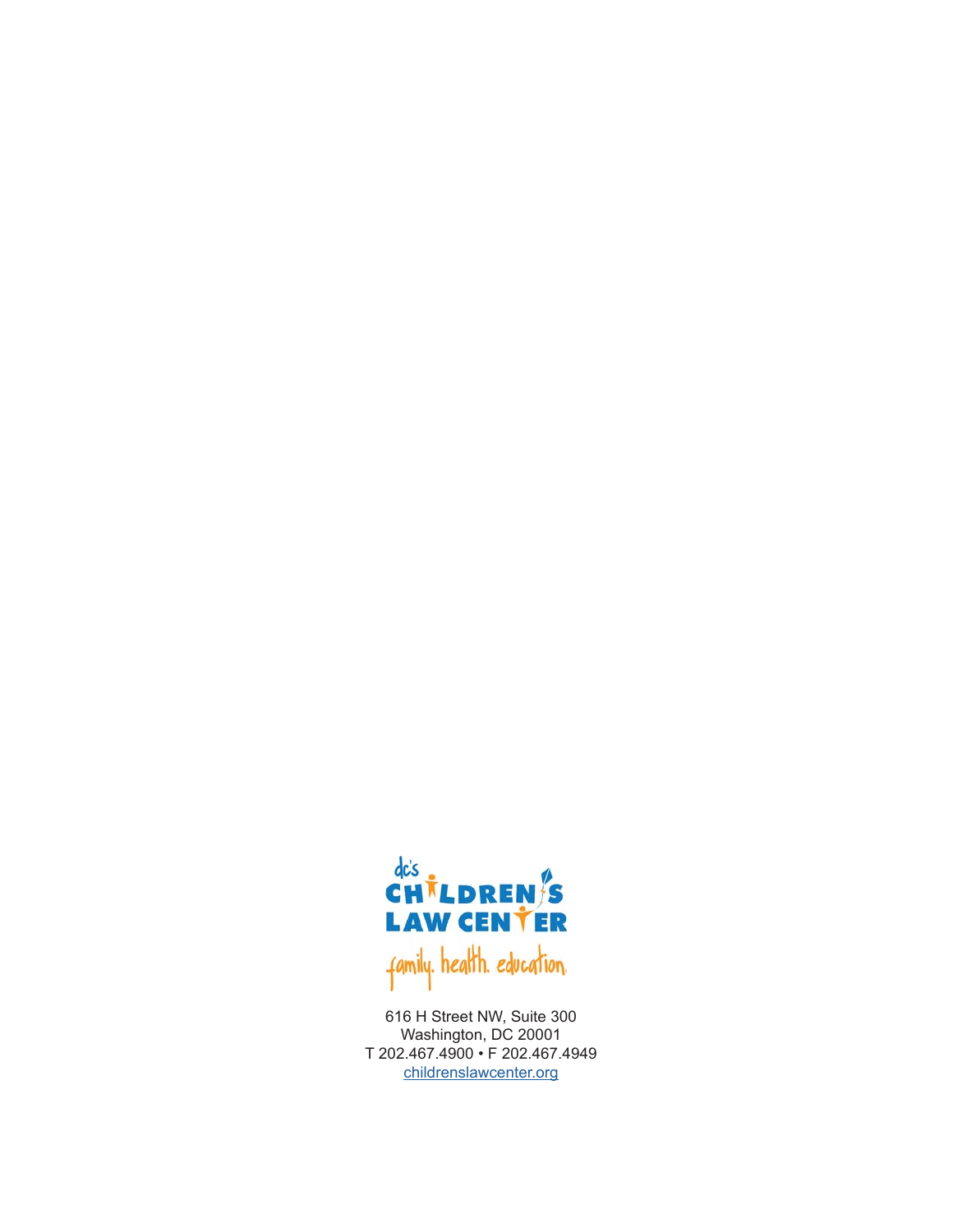dc's CHILDREN'S LAW CENTER

family. health. education.

616 H Street NW, Suite 300
Washington, DC 20001
T 202.467.4900 • F 202.467.4949
childrenslawcenter.org